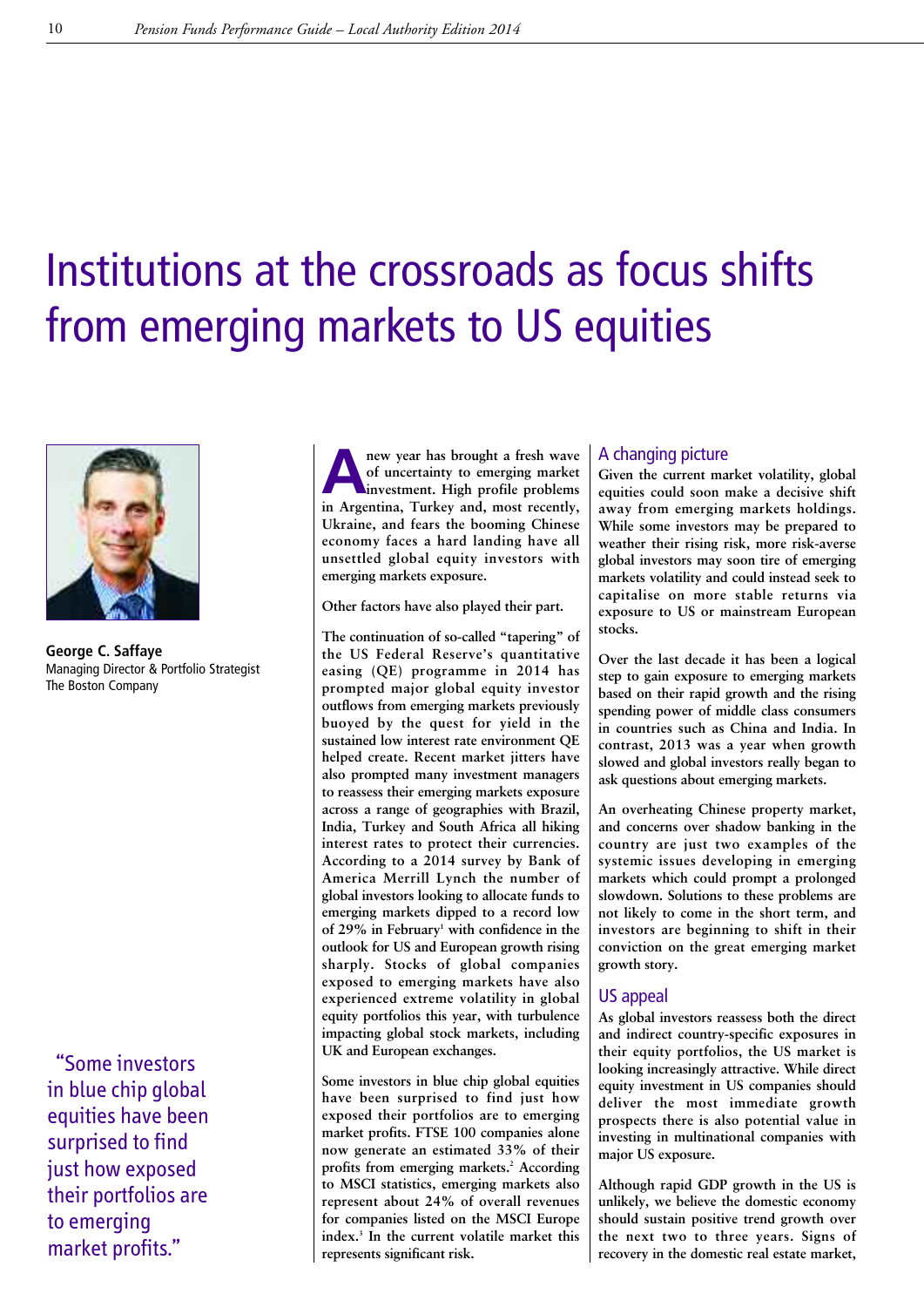# Institutions at the crossroads as focus shifts from emerging markets to US equities

**George C. Saffaye**
Managing Director & Portfolio Strategist
The Boston Company

> "Some investors in blue chip global equities have been surprised to find just how exposed their portfolios are to emerging market profits."

**A new year has brought a fresh wave of uncertainty to emerging market investment. High profile problems in Argentina, Turkey and, most recently, Ukraine, and fears the booming Chinese economy faces a hard landing have all unsettled global equity investors with emerging markets exposure.**

**Other factors have also played their part.**

**The continuation of so-called "tapering" of the US Federal Reserve's quantitative easing (QE) programme in 2014 has prompted major global equity investor outflows from emerging markets previously buoyed by the quest for yield in the sustained low interest rate environment QE helped create. Recent market jitters have also prompted many investment managers to reassess their emerging markets exposure across a range of geographies with Brazil, India, Turkey and South Africa all hiking interest rates to protect their currencies. According to a 2014 survey by Bank of America Merrill Lynch the number of global investors looking to allocate funds to emerging markets dipped to a record low of 29% in February[1] with confidence in the outlook for US and European growth rising sharply. Stocks of global companies exposed to emerging markets have also experienced extreme volatility in global equity portfolios this year, with turbulence impacting global stock markets, including UK and European exchanges.**

**Some investors in blue chip global equities have been surprised to find just how exposed their portfolios are to emerging market profits. FTSE 100 companies alone now generate an estimated 33% of their profits from emerging markets.[2] According to MSCI statistics, emerging markets also represent about 24% of overall revenues for companies listed on the MSCI Europe index.[3] In the current volatile market this represents significant risk.**

## A changing picture

**Given the current market volatility, global equities could soon make a decisive shift away from emerging markets holdings. While some investors may be prepared to weather their rising risk, more risk-averse global investors may soon tire of emerging markets volatility and could instead seek to capitalise on more stable returns via exposure to US or mainstream European stocks.**

**Over the last decade it has been a logical step to gain exposure to emerging markets based on their rapid growth and the rising spending power of middle class consumers in countries such as China and India. In contrast, 2013 was a year when growth slowed and global investors really began to ask questions about emerging markets.**

**An overheating Chinese property market, and concerns over shadow banking in the country are just two examples of the systemic issues developing in emerging markets which could prompt a prolonged slowdown. Solutions to these problems are not likely to come in the short term, and investors are beginning to shift in their conviction on the great emerging market growth story.**

## US appeal

**As global investors reassess both the direct and indirect country-specific exposures in their equity portfolios, the US market is looking increasingly attractive. While direct equity investment in US companies should deliver the most immediate growth prospects there is also potential value in investing in multinational companies with major US exposure.**

**Although rapid GDP growth in the US is unlikely, we believe the domestic economy should sustain positive trend growth over the next two to three years. Signs of recovery in the domestic real estate market,**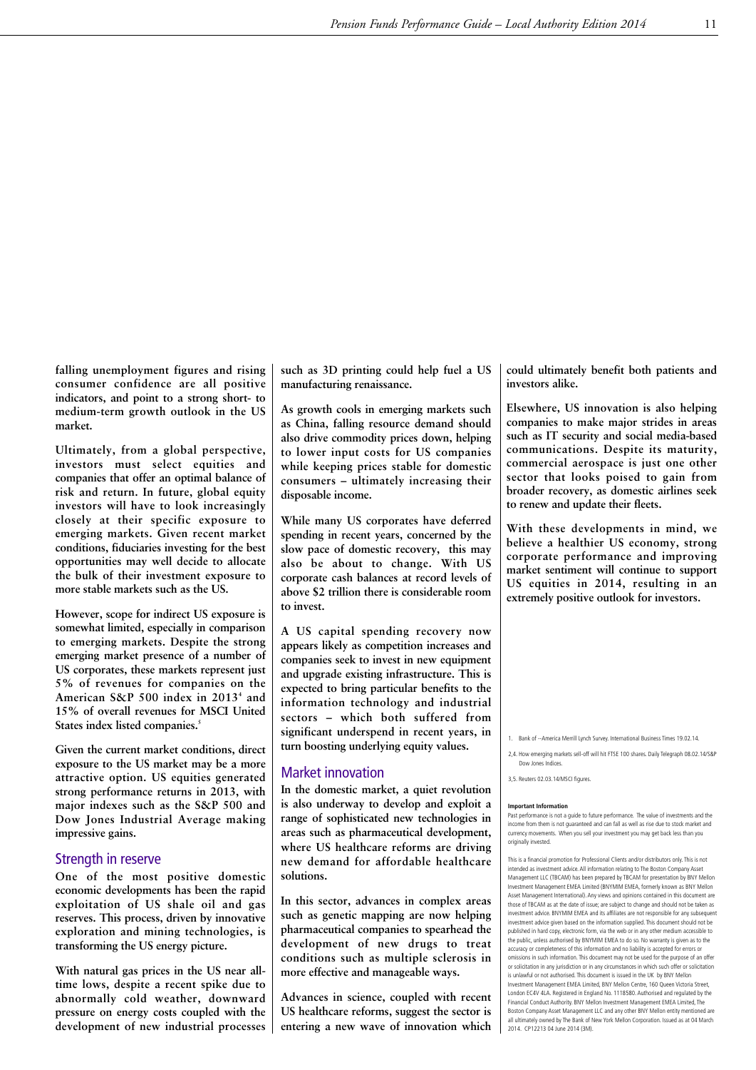**falling unemployment figures and rising consumer confidence are all positive indicators, and point to a strong short- to medium-term growth outlook in the US market.**

**Ultimately, from a global perspective, investors must select equities and companies that offer an optimal balance of risk and return. In future, global equity investors will have to look increasingly closely at their specific exposure to emerging markets. Given recent market conditions, fiduciaries investing for the best opportunities may well decide to allocate the bulk of their investment exposure to more stable markets such as the US.**

**However, scope for indirect US exposure is somewhat limited, especially in comparison to emerging markets. Despite the strong emerging market presence of a number of US corporates, these markets represent just 5% of revenues for companies on the American S&P 500 index in 2013[4] and 15% of overall revenues for MSCI United States index listed companies.[5]**

**Given the current market conditions, direct exposure to the US market may be a more attractive option. US equities generated strong performance returns in 2013, with major indexes such as the S&P 500 and Dow Jones Industrial Average making impressive gains.**

## Strength in reserve

**One of the most positive domestic economic developments has been the rapid exploitation of US shale oil and gas reserves. This process, driven by innovative exploration and mining technologies, is transforming the US energy picture.**

**With natural gas prices in the US near all-time lows, despite a recent spike due to abnormally cold weather, downward pressure on energy costs coupled with the development of new industrial processes such as 3D printing could help fuel a US manufacturing renaissance.**

**As growth cools in emerging markets such as China, falling resource demand should also drive commodity prices down, helping to lower input costs for US companies while keeping prices stable for domestic consumers – ultimately increasing their disposable income.**

**While many US corporates have deferred spending in recent years, concerned by the slow pace of domestic recovery, this may also be about to change. With US corporate cash balances at record levels of above $2 trillion there is considerable room to invest.**

**A US capital spending recovery now appears likely as competition increases and companies seek to invest in new equipment and upgrade existing infrastructure. This is expected to bring particular benefits to the information technology and industrial sectors – which both suffered from significant underspend in recent years, in turn boosting underlying equity values.**

## Market innovation

**In the domestic market, a quiet revolution is also underway to develop and exploit a range of sophisticated new technologies in areas such as pharmaceutical development, where US healthcare reforms are driving new demand for affordable healthcare solutions.**

**In this sector, advances in complex areas such as genetic mapping are now helping pharmaceutical companies to spearhead the development of new drugs to treat conditions such as multiple sclerosis in more effective and manageable ways.**

**Advances in science, coupled with recent US healthcare reforms, suggest the sector is entering a new wave of innovation which could ultimately benefit both patients and investors alike.**

**Elsewhere, US innovation is also helping companies to make major strides in areas such as IT security and social media-based communications. Despite its maturity, commercial aerospace is just one other sector that looks poised to gain from broader recovery, as domestic airlines seek to renew and update their fleets.**

**With these developments in mind, we believe a healthier US economy, strong corporate performance and improving market sentiment will continue to support US equities in 2014, resulting in an extremely positive outlook for investors.**

1. Bank of --America Merrill Lynch Survey. International Business Times 19.02.14.

2,4. How emerging markets sell-off will hit FTSE 100 shares. Daily Telegraph 08.02.14/S&P Dow Jones Indices.

3,5. Reuters 02.03.14/MSCI figures.

**Important Information**

Past performance is not a guide to future performance. The value of investments and the income from them is not guaranteed and can fall as well as rise due to stock market and currency movements. When you sell your investment you may get back less than you originally invested.

This is a financial promotion for Professional Clients and/or distributors only. This is not intended as investment advice. All information relating to The Boston Company Asset Management LLC (TBCAM) has been prepared by TBCAM for presentation by BNY Mellon Investment Management EMEA Limited (BNYMIM EMEA, formerly known as BNY Mellon Asset Management International). Any views and opinions contained in this document are those of TBCAM as at the date of issue; are subject to change and should not be taken as investment advice. BNYMIM EMEA and its affiliates are not responsible for any subsequent investment advice given based on the information supplied. This document should not be published in hard copy, electronic form, via the web or in any other medium accessible to the public, unless authorised by BNYMIM EMEA to do so. No warranty is given as to the accuracy or completeness of this information and no liability is accepted for errors or omissions in such information. This document may not be used for the purpose of an offer or solicitation in any jurisdiction or in any circumstances in which such offer or solicitation is unlawful or not authorised. This document is issued in the UK by BNY Mellon Investment Management EMEA Limited, BNY Mellon Centre, 160 Queen Victoria Street, London EC4V 4LA. Registered in England No. 1118580. Authorised and regulated by the Financial Conduct Authority. BNY Mellon Investment Management EMEA Limited, The Boston Company Asset Management LLC and any other BNY Mellon entity mentioned are all ultimately owned by The Bank of New York Mellon Corporation. Issued as at 04 March 2014. CP12213 04 June 2014 (3M).